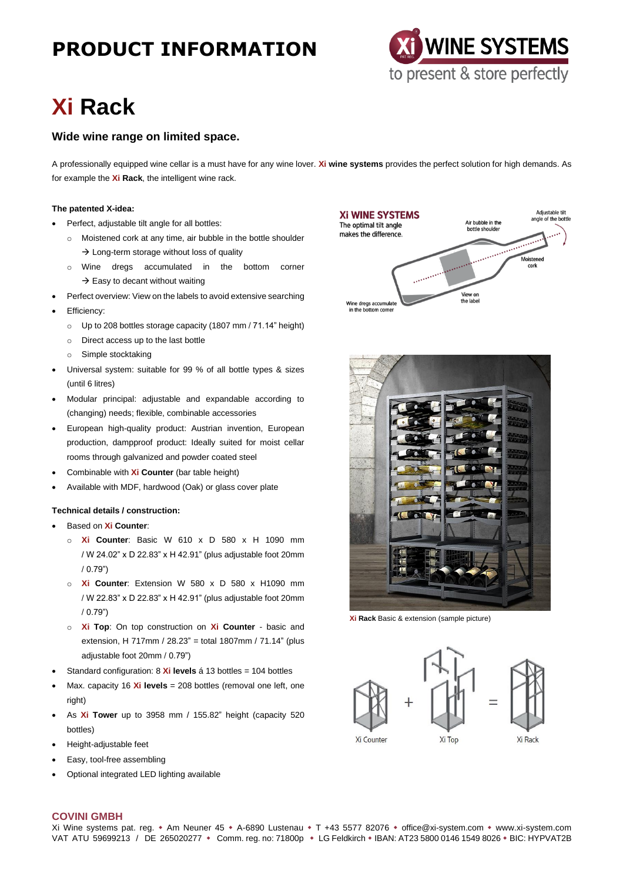# PRODUCT INFORMATION

# Xi Rack

## Wide wine range on limited space.

A professionally equipped wine cellar is a must have for any wine lover. **Xi wine systems** provides the perfect solution for high demands. As for example the **Xi Rack**, the intelligent wine rack.

**The patented X-idea:**

- Perfect, adjustable tilt angle for all bottles:
  - Moistened cork at any time, air bubble in the bottle shoulder → Long-term storage without loss of quality
  - Wine dregs accumulated in the bottom corner → Easy to decant without waiting
- Perfect overview: View on the labels to avoid extensive searching
- Efficiency:
  - Up to 208 bottles storage capacity (1807 mm / 71.14" height)
  - Direct access up to the last bottle
  - Simple stocktaking
- Universal system: suitable for 99 % of all bottle types & sizes (until 6 litres)
- Modular principal: adjustable and expandable according to (changing) needs; flexible, combinable accessories
- European high-quality product: Austrian invention, European production, dampproof product: Ideally suited for moist cellar rooms through galvanized and powder coated steel
- Combinable with **Xi Counter** (bar table height)
- Available with MDF, hardwood (Oak) or glass cover plate

**Technical details / construction:**

- Based on **Xi Counter**:
  - **Xi Counter**: Basic W 610 x D 580 x H 1090 mm / W 24.02" x D 22.83" x H 42.91" (plus adjustable foot 20mm / 0.79")
  - **Xi Counter**: Extension W 580 x D 580 x H1090 mm / W 22.83" x D 22.83" x H 42.91" (plus adjustable foot 20mm / 0.79")
  - **Xi Top**: On top construction on **Xi Counter** - basic and extension, H 717mm / 28.23" = total 1807mm / 71.14" (plus adjustable foot 20mm / 0.79")
- Standard configuration: 8 **Xi levels** á 13 bottles = 104 bottles
- Max. capacity 16 **Xi levels** = 208 bottles (removal one left, one right)
- As **Xi Tower** up to 3958 mm / 155.82" height (capacity 520 bottles)
- Height-adjustable feet
- Easy, tool-free assembling
- Optional integrated LED lighting available

**Xi Rack** Basic & extension (sample picture)

Xi Counter + Xi Top = Xi Rack

**COVINI GMBH**

Xi Wine systems pat. reg. • Am Neuner 45 • A-6890 Lustenau • T +43 5577 82076 • office@xi-system.com • www.xi-system.com
VAT ATU 59699213 / DE 265020277 • Comm. reg. no: 71800p • LG Feldkirch • IBAN: AT23 5800 0146 1549 8026 • BIC: HYPVAT2B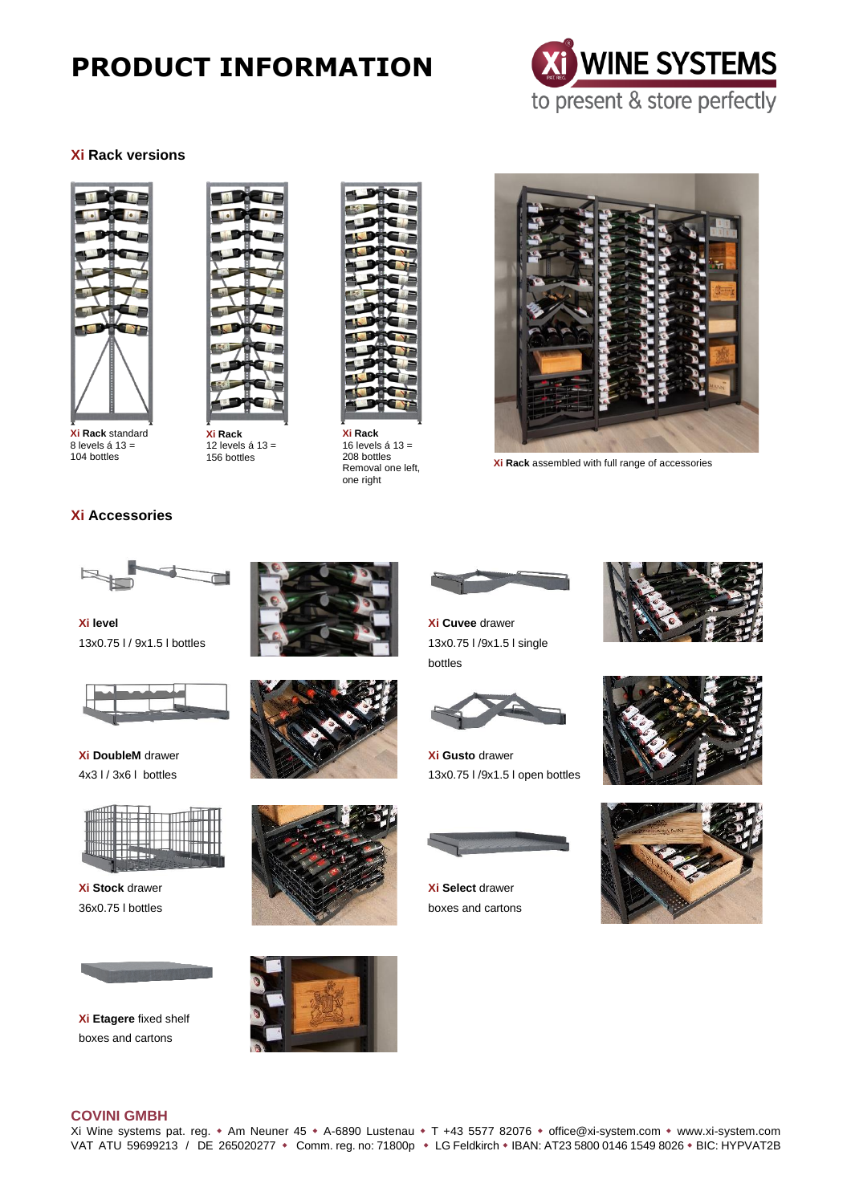# PRODUCT INFORMATION

WINE SYSTEMS
to present & store perfectly

## Xi Rack versions

**Xi Rack** standard
8 levels á 13 =
104 bottles

**Xi Rack**
12 levels á 13 =
156 bottles

**Xi Rack**
16 levels á 13 =
208 bottles
Removal one left,
one right

**Xi Rack** assembled with full range of accessories

## Xi Accessories

**Xi level**
13x0.75 l / 9x1.5 l bottles

**Xi Cuvee** drawer
13x0.75 l /9x1.5 l single
bottles

**Xi DoubleM** drawer
4x3 l / 3x6 l bottles

**Xi Gusto** drawer
13x0.75 l /9x1.5 l open bottles

**Xi Stock** drawer
36x0.75 l bottles

**Xi Select** drawer
boxes and cartons

**Xi Etagere** fixed shelf
boxes and cartons

**COVINI GMBH**
Xi Wine systems pat. reg. • Am Neuner 45 • A-6890 Lustenau • T +43 5577 82076 • office@xi-system.com • www.xi-system.com
VAT ATU 59699213 / DE 265020277 • Comm. reg. no: 71800p • LG Feldkirch • IBAN: AT23 5800 0146 1549 8026 • BIC: HYPVAT2B